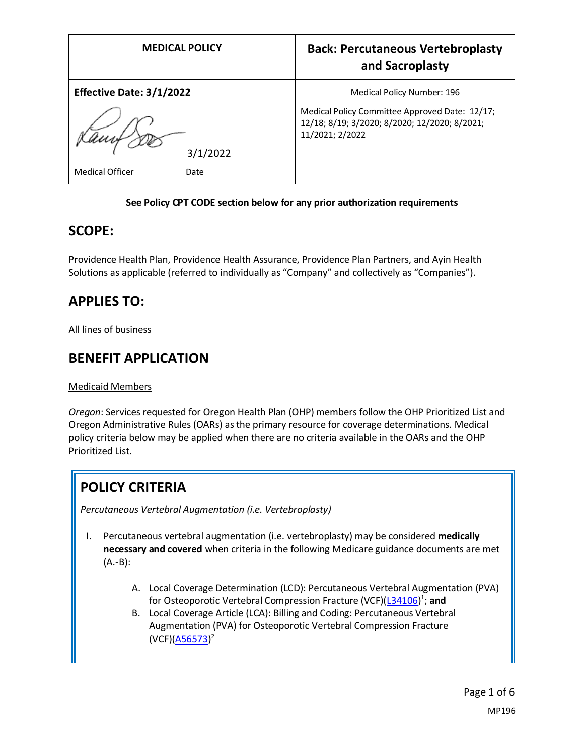| MEDICAL POLICY | Back: Percutaneous Vertebroplasty and Sacroplasty |
| --- | --- |
| **Effective Date: 3/1/2022** | Medical Policy Number: 196 |
| 3/1/2022 | Medical Policy Committee Approved Date: 12/17; 12/18; 8/19; 3/2020; 8/2020; 12/2020; 8/2021; 11/2021; 2/2022 |
| Medical Officer Date | |

**See Policy CPT CODE section below for any prior authorization requirements**

## SCOPE:

Providence Health Plan, Providence Health Assurance, Providence Plan Partners, and Ayin Health Solutions as applicable (referred to individually as "Company" and collectively as "Companies").

## APPLIES TO:

All lines of business

## BENEFIT APPLICATION

Medicaid Members

*Oregon*: Services requested for Oregon Health Plan (OHP) members follow the OHP Prioritized List and Oregon Administrative Rules (OARs) as the primary resource for coverage determinations. Medical policy criteria below may be applied when there are no criteria available in the OARs and the OHP Prioritized List.

## POLICY CRITERIA

*Percutaneous Vertebral Augmentation (i.e. Vertebroplasty)*

I. Percutaneous vertebral augmentation (i.e. vertebroplasty) may be considered **medically necessary and covered** when criteria in the following Medicare guidance documents are met (A.-B):

   A. Local Coverage Determination (LCD): Percutaneous Vertebral Augmentation (PVA) for Osteoporotic Vertebral Compression Fracture (VCF)(L34106)[1]; **and**
   B. Local Coverage Article (LCA): Billing and Coding: Percutaneous Vertebral Augmentation (PVA) for Osteoporotic Vertebral Compression Fracture (VCF)(A56573)[2]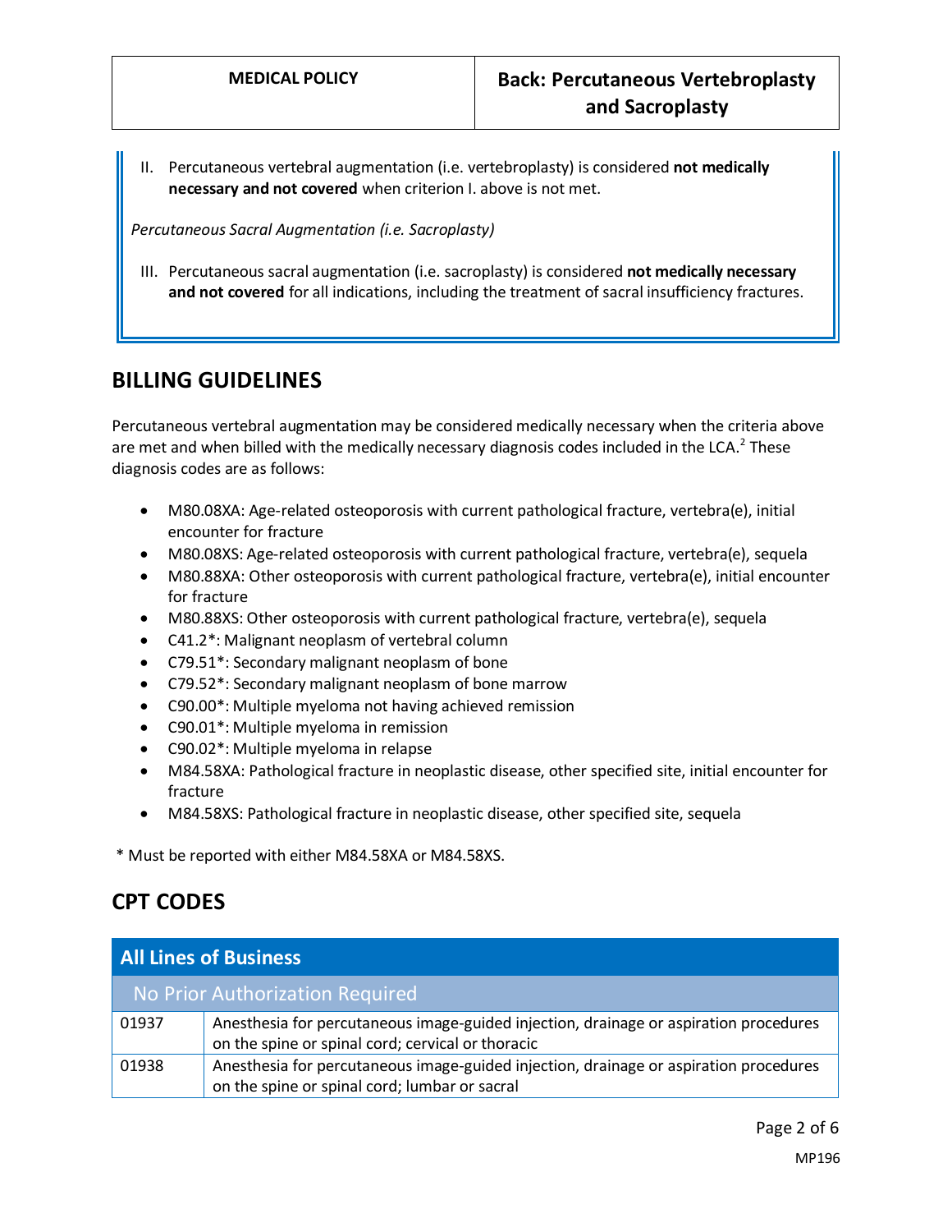II. Percutaneous vertebral augmentation (i.e. vertebroplasty) is considered **not medically necessary and not covered** when criterion I. above is not met.

*Percutaneous Sacral Augmentation (i.e. Sacroplasty)*

III. Percutaneous sacral augmentation (i.e. sacroplasty) is considered **not medically necessary and not covered** for all indications, including the treatment of sacral insufficiency fractures.

## BILLING GUIDELINES

Percutaneous vertebral augmentation may be considered medically necessary when the criteria above are met and when billed with the medically necessary diagnosis codes included in the LCA.[2] These diagnosis codes are as follows:

- M80.08XA: Age-related osteoporosis with current pathological fracture, vertebra(e), initial encounter for fracture
- M80.08XS: Age-related osteoporosis with current pathological fracture, vertebra(e), sequela
- M80.88XA: Other osteoporosis with current pathological fracture, vertebra(e), initial encounter for fracture
- M80.88XS: Other osteoporosis with current pathological fracture, vertebra(e), sequela
- C41.2*: Malignant neoplasm of vertebral column
- C79.51*: Secondary malignant neoplasm of bone
- C79.52*: Secondary malignant neoplasm of bone marrow
- C90.00*: Multiple myeloma not having achieved remission
- C90.01*: Multiple myeloma in remission
- C90.02*: Multiple myeloma in relapse
- M84.58XA: Pathological fracture in neoplastic disease, other specified site, initial encounter for fracture
- M84.58XS: Pathological fracture in neoplastic disease, other specified site, sequela

\* Must be reported with either M84.58XA or M84.58XS.

## CPT CODES

| All Lines of Business | |
|---|---|
| No Prior Authorization Required | |
| 01937 | Anesthesia for percutaneous image-guided injection, drainage or aspiration procedures on the spine or spinal cord; cervical or thoracic |
| 01938 | Anesthesia for percutaneous image-guided injection, drainage or aspiration procedures on the spine or spinal cord; lumbar or sacral |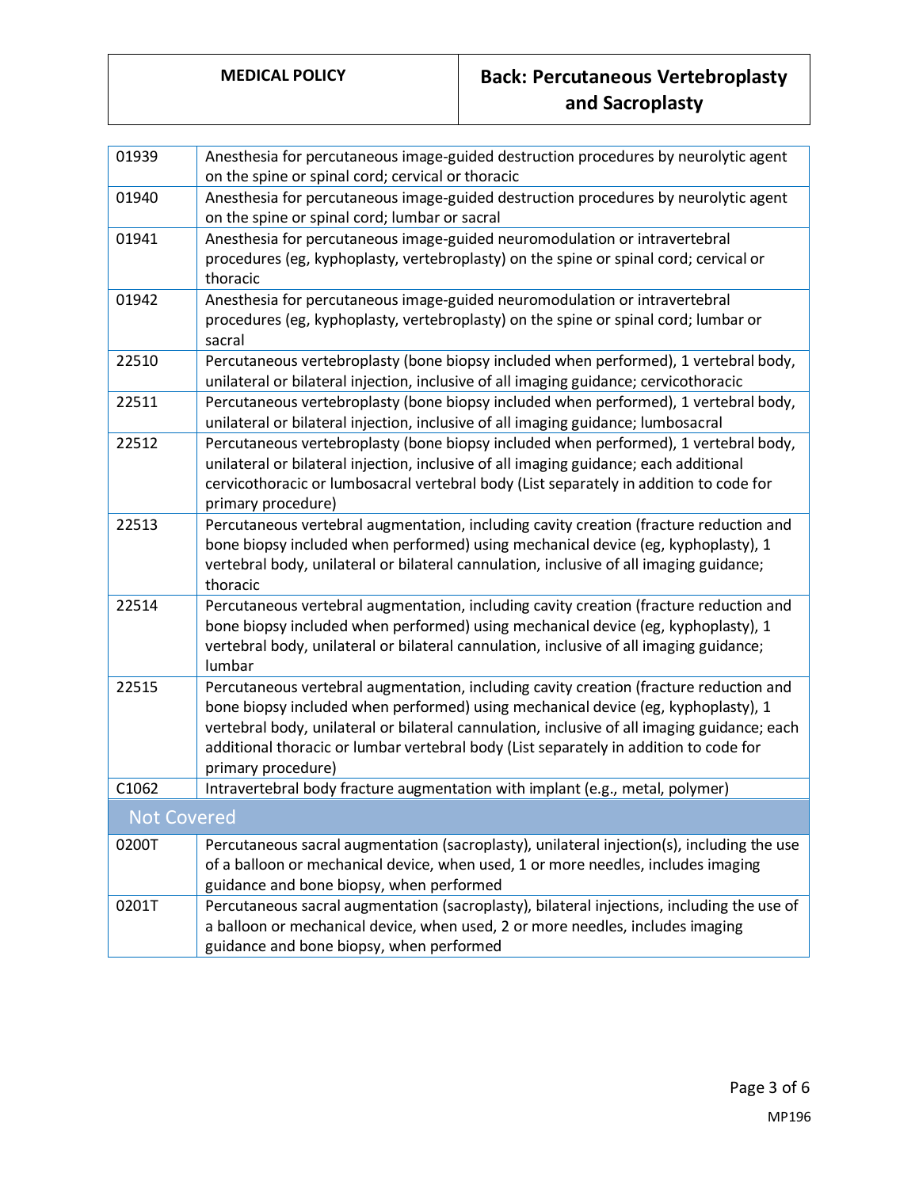| | |
|---|---|
| 01939 | Anesthesia for percutaneous image-guided destruction procedures by neurolytic agent on the spine or spinal cord; cervical or thoracic |
| 01940 | Anesthesia for percutaneous image-guided destruction procedures by neurolytic agent on the spine or spinal cord; lumbar or sacral |
| 01941 | Anesthesia for percutaneous image-guided neuromodulation or intravertebral procedures (eg, kyphoplasty, vertebroplasty) on the spine or spinal cord; cervical or thoracic |
| 01942 | Anesthesia for percutaneous image-guided neuromodulation or intravertebral procedures (eg, kyphoplasty, vertebroplasty) on the spine or spinal cord; lumbar or sacral |
| 22510 | Percutaneous vertebroplasty (bone biopsy included when performed), 1 vertebral body, unilateral or bilateral injection, inclusive of all imaging guidance; cervicothoracic |
| 22511 | Percutaneous vertebroplasty (bone biopsy included when performed), 1 vertebral body, unilateral or bilateral injection, inclusive of all imaging guidance; lumbosacral |
| 22512 | Percutaneous vertebroplasty (bone biopsy included when performed), 1 vertebral body, unilateral or bilateral injection, inclusive of all imaging guidance; each additional cervicothoracic or lumbosacral vertebral body (List separately in addition to code for primary procedure) |
| 22513 | Percutaneous vertebral augmentation, including cavity creation (fracture reduction and bone biopsy included when performed) using mechanical device (eg, kyphoplasty), 1 vertebral body, unilateral or bilateral cannulation, inclusive of all imaging guidance; thoracic |
| 22514 | Percutaneous vertebral augmentation, including cavity creation (fracture reduction and bone biopsy included when performed) using mechanical device (eg, kyphoplasty), 1 vertebral body, unilateral or bilateral cannulation, inclusive of all imaging guidance; lumbar |
| 22515 | Percutaneous vertebral augmentation, including cavity creation (fracture reduction and bone biopsy included when performed) using mechanical device (eg, kyphoplasty), 1 vertebral body, unilateral or bilateral cannulation, inclusive of all imaging guidance; each additional thoracic or lumbar vertebral body (List separately in addition to code for primary procedure) |
| C1062 | Intravertebral body fracture augmentation with implant (e.g., metal, polymer) |
| **Not Covered** | |
| 0200T | Percutaneous sacral augmentation (sacroplasty), unilateral injection(s), including the use of a balloon or mechanical device, when used, 1 or more needles, includes imaging guidance and bone biopsy, when performed |
| 0201T | Percutaneous sacral augmentation (sacroplasty), bilateral injections, including the use of a balloon or mechanical device, when used, 2 or more needles, includes imaging guidance and bone biopsy, when performed |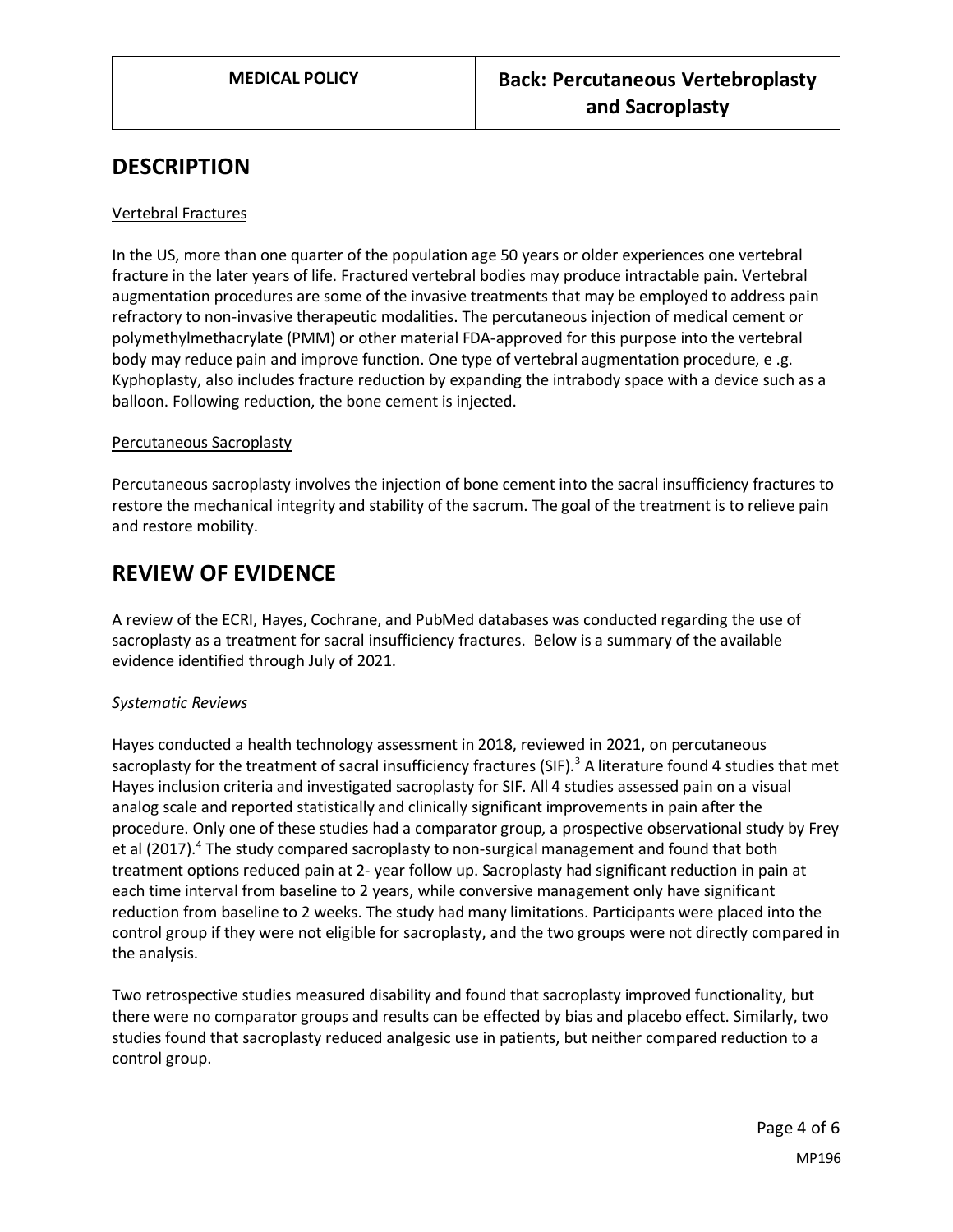## DESCRIPTION

Vertebral Fractures

In the US, more than one quarter of the population age 50 years or older experiences one vertebral fracture in the later years of life. Fractured vertebral bodies may produce intractable pain. Vertebral augmentation procedures are some of the invasive treatments that may be employed to address pain refractory to non-invasive therapeutic modalities. The percutaneous injection of medical cement or polymethylmethacrylate (PMM) or other material FDA-approved for this purpose into the vertebral body may reduce pain and improve function. One type of vertebral augmentation procedure, e .g. Kyphoplasty, also includes fracture reduction by expanding the intrabody space with a device such as a balloon. Following reduction, the bone cement is injected.

Percutaneous Sacroplasty

Percutaneous sacroplasty involves the injection of bone cement into the sacral insufficiency fractures to restore the mechanical integrity and stability of the sacrum. The goal of the treatment is to relieve pain and restore mobility.

## REVIEW OF EVIDENCE

A review of the ECRI, Hayes, Cochrane, and PubMed databases was conducted regarding the use of sacroplasty as a treatment for sacral insufficiency fractures. Below is a summary of the available evidence identified through July of 2021.

*Systematic Reviews*

Hayes conducted a health technology assessment in 2018, reviewed in 2021, on percutaneous sacroplasty for the treatment of sacral insufficiency fractures (SIF).[3] A literature found 4 studies that met Hayes inclusion criteria and investigated sacroplasty for SIF. All 4 studies assessed pain on a visual analog scale and reported statistically and clinically significant improvements in pain after the procedure. Only one of these studies had a comparator group, a prospective observational study by Frey et al (2017).[4] The study compared sacroplasty to non-surgical management and found that both treatment options reduced pain at 2- year follow up. Sacroplasty had significant reduction in pain at each time interval from baseline to 2 years, while conversive management only have significant reduction from baseline to 2 weeks. The study had many limitations. Participants were placed into the control group if they were not eligible for sacroplasty, and the two groups were not directly compared in the analysis.

Two retrospective studies measured disability and found that sacroplasty improved functionality, but there were no comparator groups and results can be effected by bias and placebo effect. Similarly, two studies found that sacroplasty reduced analgesic use in patients, but neither compared reduction to a control group.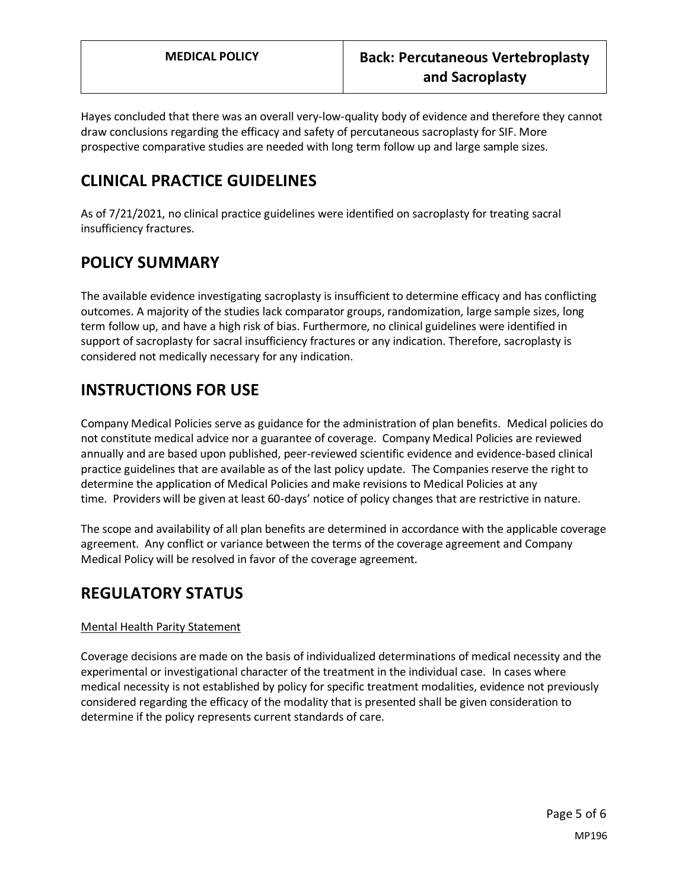Hayes concluded that there was an overall very-low-quality body of evidence and therefore they cannot draw conclusions regarding the efficacy and safety of percutaneous sacroplasty for SIF. More prospective comparative studies are needed with long term follow up and large sample sizes.

# CLINICAL PRACTICE GUIDELINES

As of 7/21/2021, no clinical practice guidelines were identified on sacroplasty for treating sacral insufficiency fractures.

# POLICY SUMMARY

The available evidence investigating sacroplasty is insufficient to determine efficacy and has conflicting outcomes. A majority of the studies lack comparator groups, randomization, large sample sizes, long term follow up, and have a high risk of bias. Furthermore, no clinical guidelines were identified in support of sacroplasty for sacral insufficiency fractures or any indication. Therefore, sacroplasty is considered not medically necessary for any indication.

# INSTRUCTIONS FOR USE

Company Medical Policies serve as guidance for the administration of plan benefits. Medical policies do not constitute medical advice nor a guarantee of coverage. Company Medical Policies are reviewed annually and are based upon published, peer-reviewed scientific evidence and evidence-based clinical practice guidelines that are available as of the last policy update. The Companies reserve the right to determine the application of Medical Policies and make revisions to Medical Policies at any time. Providers will be given at least 60-days' notice of policy changes that are restrictive in nature.

The scope and availability of all plan benefits are determined in accordance with the applicable coverage agreement. Any conflict or variance between the terms of the coverage agreement and Company Medical Policy will be resolved in favor of the coverage agreement.

# REGULATORY STATUS

<u>Mental Health Parity Statement</u>

Coverage decisions are made on the basis of individualized determinations of medical necessity and the experimental or investigational character of the treatment in the individual case. In cases where medical necessity is not established by policy for specific treatment modalities, evidence not previously considered regarding the efficacy of the modality that is presented shall be given consideration to determine if the policy represents current standards of care.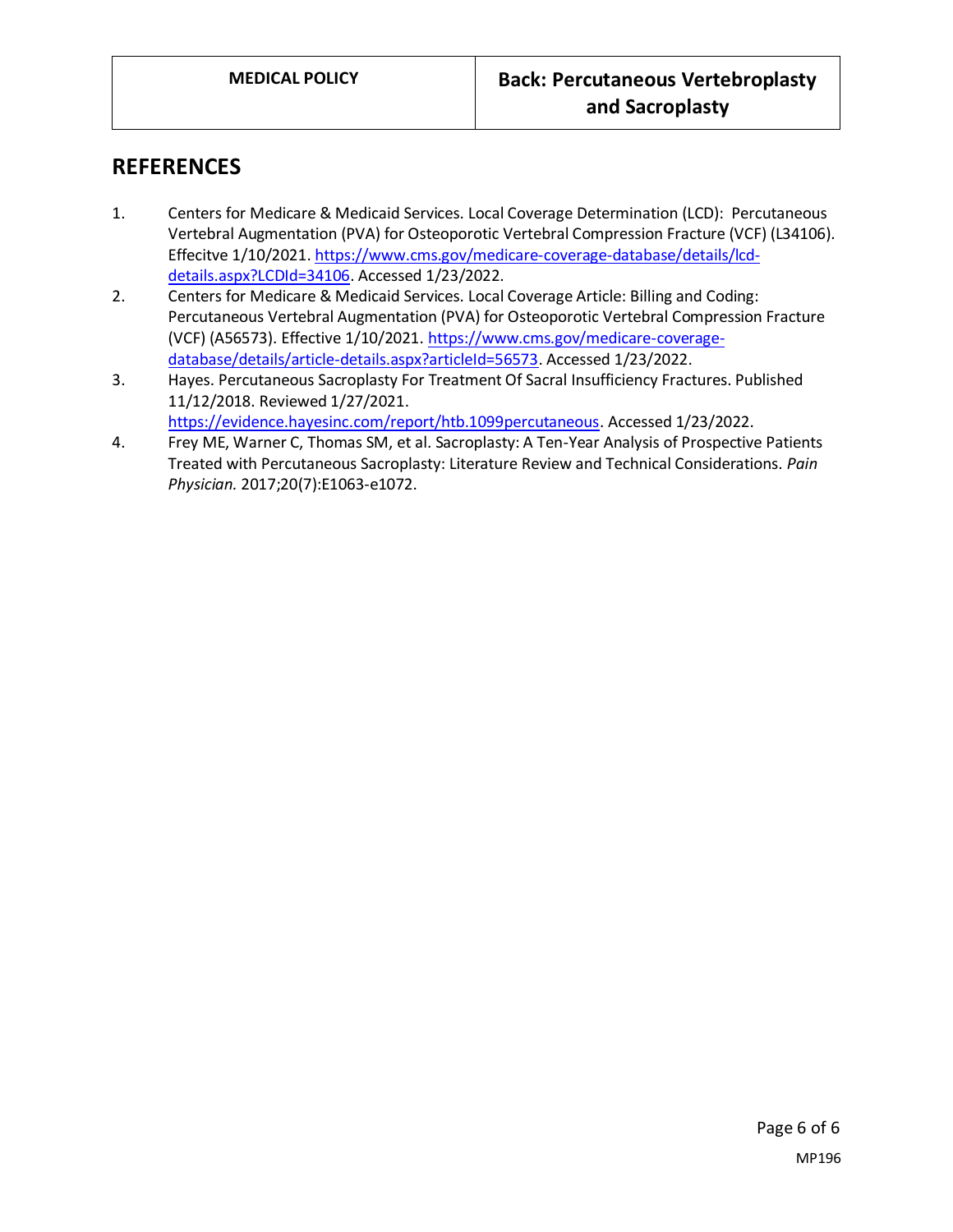## REFERENCES

1. Centers for Medicare & Medicaid Services. Local Coverage Determination (LCD): Percutaneous Vertebral Augmentation (PVA) for Osteoporotic Vertebral Compression Fracture (VCF) (L34106). Effecitve 1/10/2021. https://www.cms.gov/medicare-coverage-database/details/lcd-details.aspx?LCDId=34106. Accessed 1/23/2022.
2. Centers for Medicare & Medicaid Services. Local Coverage Article: Billing and Coding: Percutaneous Vertebral Augmentation (PVA) for Osteoporotic Vertebral Compression Fracture (VCF) (A56573). Effective 1/10/2021. https://www.cms.gov/medicare-coverage-database/details/article-details.aspx?articleId=56573. Accessed 1/23/2022.
3. Hayes. Percutaneous Sacroplasty For Treatment Of Sacral Insufficiency Fractures. Published 11/12/2018. Reviewed 1/27/2021. https://evidence.hayesinc.com/report/htb.1099percutaneous. Accessed 1/23/2022.
4. Frey ME, Warner C, Thomas SM, et al. Sacroplasty: A Ten-Year Analysis of Prospective Patients Treated with Percutaneous Sacroplasty: Literature Review and Technical Considerations. *Pain Physician.* 2017;20(7):E1063-e1072.